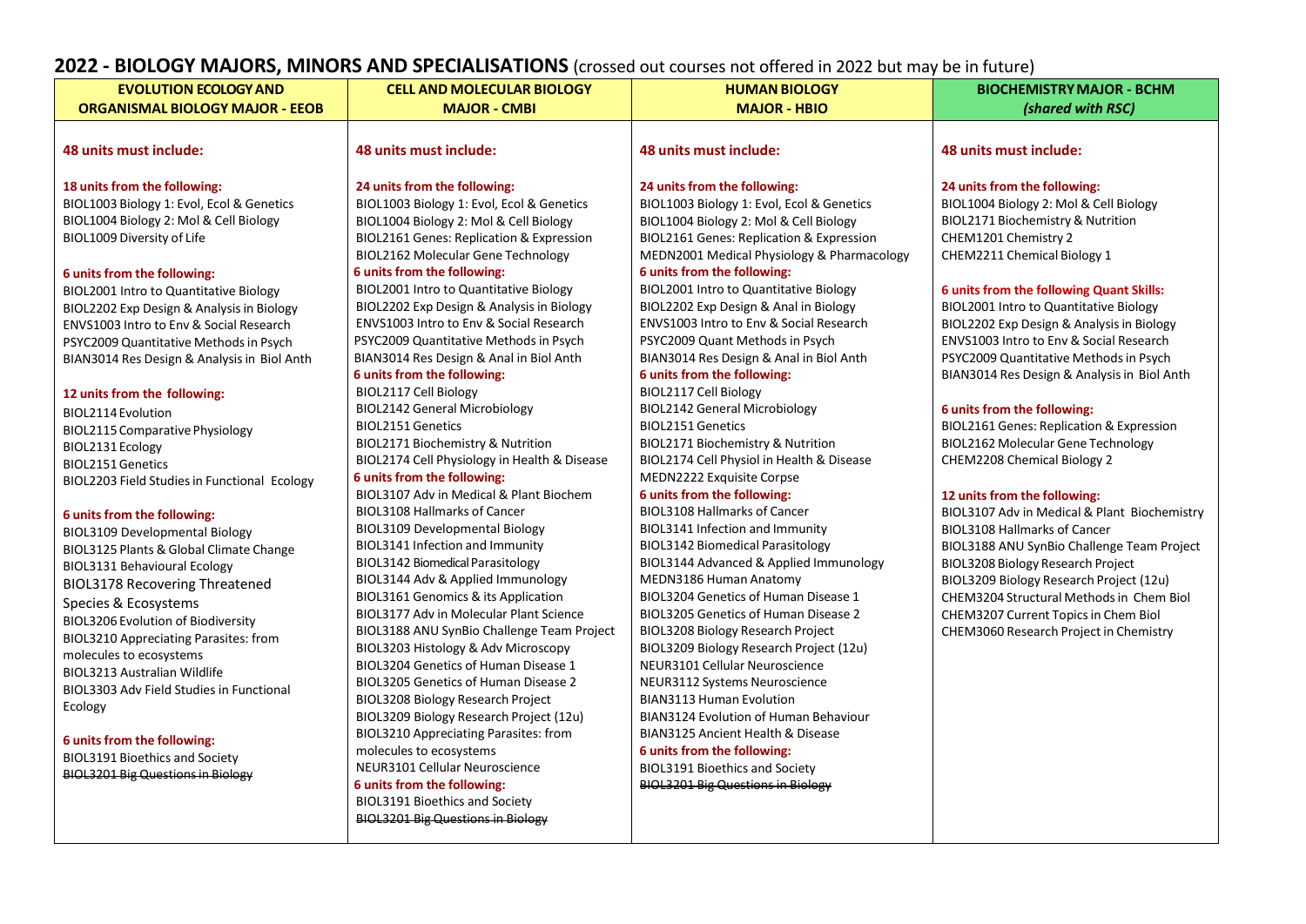# 2022 - BIOLOGY MAJORS, MINORS AND SPECIALISATIONS (crossed out courses not offered in 2022 but may be in future)

## EVOLUTION ECOLOGY AND ORGANISMAL BIOLOGY MAJOR - EEOB

**48 units must include:**

**18 units from the following:**
BIOL1003 Biology 1: Evol, Ecol & Genetics
BIOL1004 Biology 2: Mol & Cell Biology
BIOL1009 Diversity of Life

**6 units from the following:**
BIOL2001 Intro to Quantitative Biology
BIOL2202 Exp Design & Analysis in Biology
ENVS1003 Intro to Env & Social Research
PSYC2009 Quantitative Methods in Psych
BIAN3014 Res Design & Analysis in Biol Anth

**12 units from the following:**
BIOL2114 Evolution
BIOL2115 Comparative Physiology
BIOL2131 Ecology
BIOL2151 Genetics
BIOL2203 Field Studies in Functional Ecology

**6 units from the following:**
BIOL3109 Developmental Biology
BIOL3125 Plants & Global Climate Change
BIOL3131 Behavioural Ecology
BIOL3178 Recovering Threatened Species & Ecosystems
BIOL3206 Evolution of Biodiversity
BIOL3210 Appreciating Parasites: from molecules to ecosystems
BIOL3213 Australian Wildlife
BIOL3303 Adv Field Studies in Functional Ecology

**6 units from the following:**
BIOL3191 Bioethics and Society
~~BIOL3201 Big Questions in Biology~~

## CELL AND MOLECULAR BIOLOGY MAJOR - CMBI

**48 units must include:**

**24 units from the following:**
BIOL1003 Biology 1: Evol, Ecol & Genetics
BIOL1004 Biology 2: Mol & Cell Biology
BIOL2161 Genes: Replication & Expression
BIOL2162 Molecular Gene Technology

**6 units from the following:**
BIOL2001 Intro to Quantitative Biology
BIOL2202 Exp Design & Analysis in Biology
ENVS1003 Intro to Env & Social Research
PSYC2009 Quantitative Methods in Psych
BIAN3014 Res Design & Anal in Biol Anth

**6 units from the following:**
BIOL2117 Cell Biology
BIOL2142 General Microbiology
BIOL2151 Genetics
BIOL2171 Biochemistry & Nutrition
BIOL2174 Cell Physiology in Health & Disease

**6 units from the following:**
BIOL3107 Adv in Medical & Plant Biochem
BIOL3108 Hallmarks of Cancer
BIOL3109 Developmental Biology
BIOL3141 Infection and Immunity
BIOL3142 Biomedical Parasitology
BIOL3144 Adv & Applied Immunology
BIOL3161 Genomics & its Application
BIOL3177 Adv in Molecular Plant Science
BIOL3188 ANU SynBio Challenge Team Project
BIOL3203 Histology & Adv Microscopy
BIOL3204 Genetics of Human Disease 1
BIOL3205 Genetics of Human Disease 2
BIOL3208 Biology Research Project
BIOL3209 Biology Research Project (12u)
BIOL3210 Appreciating Parasites: from molecules to ecosystems
NEUR3101 Cellular Neuroscience

**6 units from the following:**
BIOL3191 Bioethics and Society
~~BIOL3201 Big Questions in Biology~~

## HUMAN BIOLOGY MAJOR - HBIO

**48 units must include:**

**24 units from the following:**
BIOL1003 Biology 1: Evol, Ecol & Genetics
BIOL1004 Biology 2: Mol & Cell Biology
BIOL2161 Genes: Replication & Expression
MEDN2001 Medical Physiology & Pharmacology

**6 units from the following:**
BIOL2001 Intro to Quantitative Biology
BIOL2202 Exp Design & Anal in Biology
ENVS1003 Intro to Env & Social Research
PSYC2009 Quant Methods in Psych
BIAN3014 Res Design & Anal in Biol Anth

**6 units from the following:**
BIOL2117 Cell Biology
BIOL2142 General Microbiology
BIOL2151 Genetics
BIOL2171 Biochemistry & Nutrition
BIOL2174 Cell Physiol in Health & Disease
MEDN2222 Exquisite Corpse

**6 units from the following:**
BIOL3108 Hallmarks of Cancer
BIOL3141 Infection and Immunity
BIOL3142 Biomedical Parasitology
BIOL3144 Advanced & Applied Immunology
MEDN3186 Human Anatomy
BIOL3204 Genetics of Human Disease 1
BIOL3205 Genetics of Human Disease 2
BIOL3208 Biology Research Project
BIOL3209 Biology Research Project (12u)
NEUR3101 Cellular Neuroscience
NEUR3112 Systems Neuroscience
BIAN3113 Human Evolution
BIAN3124 Evolution of Human Behaviour
BIAN3125 Ancient Health & Disease

**6 units from the following:**
BIOL3191 Bioethics and Society
~~BIOL3201 Big Questions in Biology~~

## BIOCHEMISTRY MAJOR - BCHM *(shared with RSC)*

**48 units must include:**

**24 units from the following:**
BIOL1004 Biology 2: Mol & Cell Biology
BIOL2171 Biochemistry & Nutrition
CHEM1201 Chemistry 2
CHEM2211 Chemical Biology 1

**6 units from the following Quant Skills:**
BIOL2001 Intro to Quantitative Biology
BIOL2202 Exp Design & Analysis in Biology
ENVS1003 Intro to Env & Social Research
PSYC2009 Quantitative Methods in Psych
BIAN3014 Res Design & Analysis in Biol Anth

**6 units from the following:**
BIOL2161 Genes: Replication & Expression
BIOL2162 Molecular Gene Technology
CHEM2208 Chemical Biology 2

**12 units from the following:**
BIOL3107 Adv in Medical & Plant Biochemistry
BIOL3108 Hallmarks of Cancer
BIOL3188 ANU SynBio Challenge Team Project
BIOL3208 Biology Research Project
BIOL3209 Biology Research Project (12u)
CHEM3204 Structural Methods in Chem Biol
CHEM3207 Current Topics in Chem Biol
CHEM3060 Research Project in Chemistry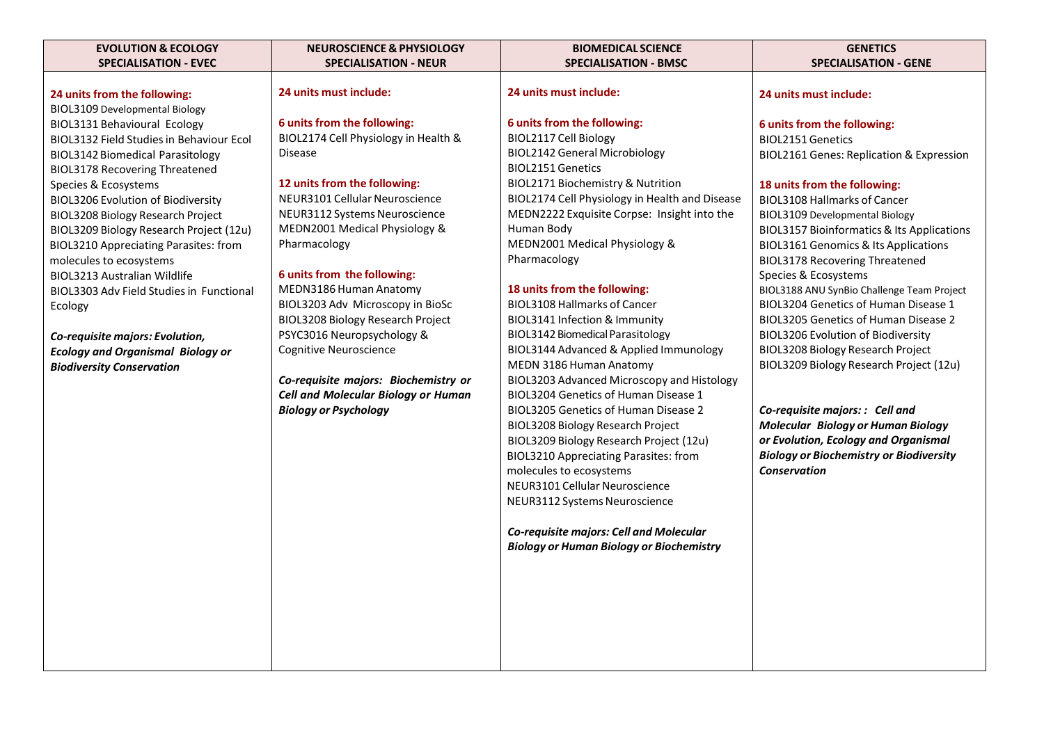| EVOLUTION & ECOLOGY SPECIALISATION - EVEC | NEUROSCIENCE & PHYSIOLOGY SPECIALISATION - NEUR | BIOMEDICAL SCIENCE SPECIALISATION - BMSC | GENETICS SPECIALISATION - GENE |
|---|---|---|---|
| **24 units from the following:**<br>BIOL3109 Developmental Biology<br>BIOL3131 Behavioural Ecology<br>BIOL3132 Field Studies in Behaviour Ecol<br>BIOL3142 Biomedical Parasitology<br>BIOL3178 Recovering Threatened Species & Ecosystems<br>BIOL3206 Evolution of Biodiversity<br>BIOL3208 Biology Research Project<br>BIOL3209 Biology Research Project (12u)<br>BIOL3210 Appreciating Parasites: from molecules to ecosystems<br>BIOL3213 Australian Wildlife<br>BIOL3303 Adv Field Studies in Functional Ecology<br><br>***Co-requisite majors: Evolution, Ecology and Organismal Biology or Biodiversity Conservation*** | **24 units must include:**<br><br>**6 units from the following:**<br>BIOL2174 Cell Physiology in Health & Disease<br><br>**12 units from the following:**<br>NEUR3101 Cellular Neuroscience<br>NEUR3112 Systems Neuroscience<br>MEDN2001 Medical Physiology & Pharmacology<br><br>**6 units from the following:**<br>MEDN3186 Human Anatomy<br>BIOL3203 Adv Microscopy in BioSc<br>BIOL3208 Biology Research Project<br>PSYC3016 Neuropsychology & Cognitive Neuroscience<br><br>***Co-requisite majors: Biochemistry or Cell and Molecular Biology or Human Biology or Psychology*** | **24 units must include:**<br><br>**6 units from the following:**<br>BIOL2117 Cell Biology<br>BIOL2142 General Microbiology<br>BIOL2151 Genetics<br>BIOL2171 Biochemistry & Nutrition<br>BIOL2174 Cell Physiology in Health and Disease<br>MEDN2222 Exquisite Corpse: Insight into the Human Body<br>MEDN2001 Medical Physiology & Pharmacology<br><br>**18 units from the following:**<br>BIOL3108 Hallmarks of Cancer<br>BIOL3141 Infection & Immunity<br>BIOL3142 Biomedical Parasitology<br>BIOL3144 Advanced & Applied Immunology<br>MEDN 3186 Human Anatomy<br>BIOL3203 Advanced Microscopy and Histology<br>BIOL3204 Genetics of Human Disease 1<br>BIOL3205 Genetics of Human Disease 2<br>BIOL3208 Biology Research Project<br>BIOL3209 Biology Research Project (12u)<br>BIOL3210 Appreciating Parasites: from molecules to ecosystems<br>NEUR3101 Cellular Neuroscience<br>NEUR3112 Systems Neuroscience<br><br>***Co-requisite majors: Cell and Molecular Biology or Human Biology or Biochemistry*** | **24 units must include:**<br><br>**6 units from the following:**<br>BIOL2151 Genetics<br>BIOL2161 Genes: Replication & Expression<br><br>**18 units from the following:**<br>BIOL3108 Hallmarks of Cancer<br>BIOL3109 Developmental Biology<br>BIOL3157 Bioinformatics & Its Applications<br>BIOL3161 Genomics & Its Applications<br>BIOL3178 Recovering Threatened Species & Ecosystems<br>BIOL3188 ANU SynBio Challenge Team Project<br>BIOL3204 Genetics of Human Disease 1<br>BIOL3205 Genetics of Human Disease 2<br>BIOL3206 Evolution of Biodiversity<br>BIOL3208 Biology Research Project<br>BIOL3209 Biology Research Project (12u)<br><br>***Co-requisite majors: : Cell and Molecular Biology or Human Biology or Evolution, Ecology and Organismal Biology or Biochemistry or Biodiversity Conservation*** |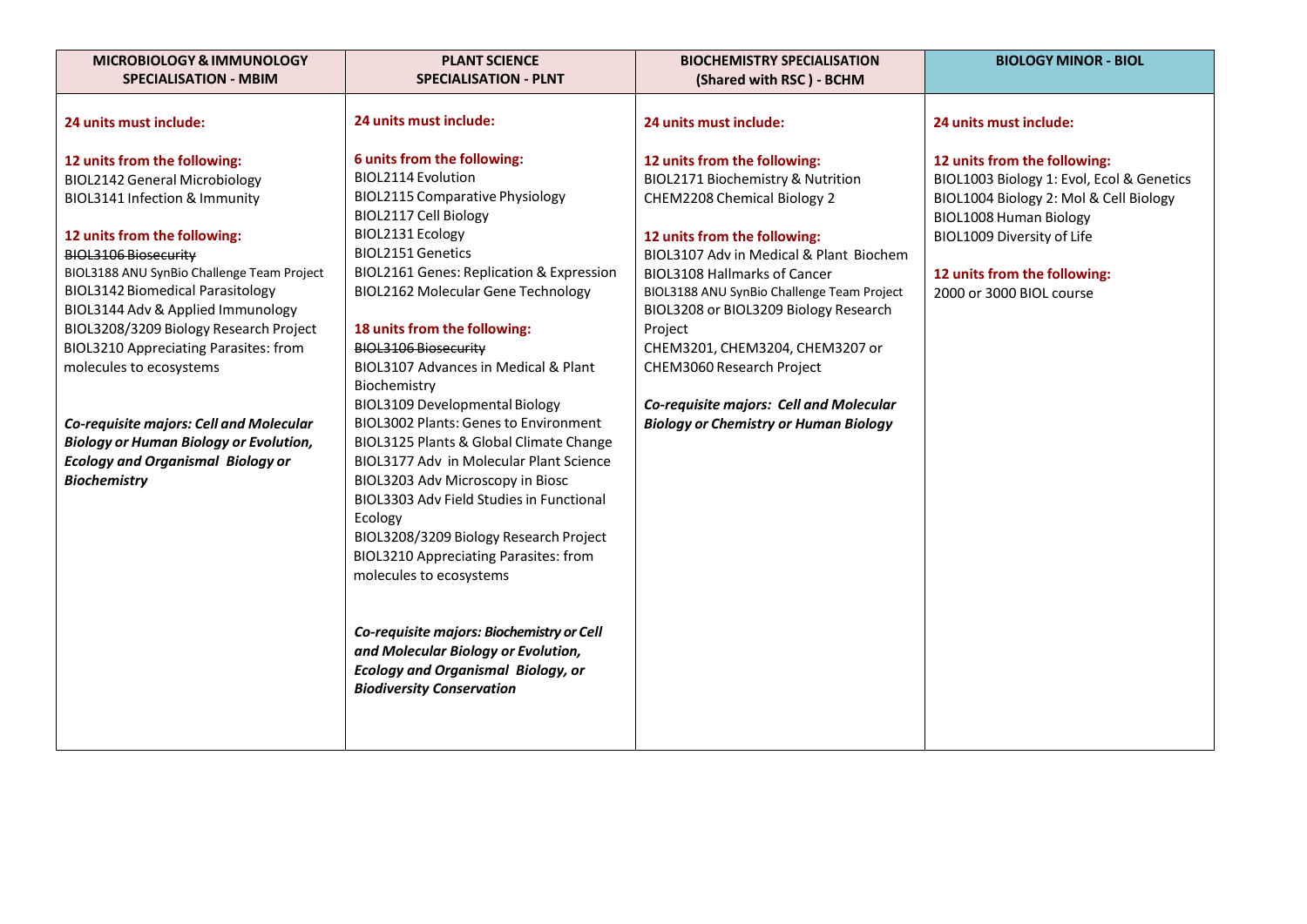| MICROBIOLOGY & IMMUNOLOGY SPECIALISATION - MBIM | PLANT SCIENCE SPECIALISATION - PLNT | BIOCHEMISTRY SPECIALISATION (Shared with RSC ) - BCHM | BIOLOGY MINOR - BIOL |
|---|---|---|---|
| **24 units must include:**<br><br>**12 units from the following:**<br>BIOL2142 General Microbiology<br>BIOL3141 Infection & Immunity<br><br>**12 units from the following:**<br>~~BIOL3106 Biosecurity~~<br>BIOL3188 ANU SynBio Challenge Team Project<br>BIOL3142 Biomedical Parasitology<br>BIOL3144 Adv & Applied Immunology<br>BIOL3208/3209 Biology Research Project<br>BIOL3210 Appreciating Parasites: from molecules to ecosystems<br><br>***Co-requisite majors: Cell and Molecular Biology or Human Biology or Evolution, Ecology and Organismal Biology or Biochemistry*** | **24 units must include:**<br><br>**6 units from the following:**<br>BIOL2114 Evolution<br>BIOL2115 Comparative Physiology<br>BIOL2117 Cell Biology<br>BIOL2131 Ecology<br>BIOL2151 Genetics<br>BIOL2161 Genes: Replication & Expression<br>BIOL2162 Molecular Gene Technology<br><br>**18 units from the following:**<br>~~BIOL3106 Biosecurity~~<br>BIOL3107 Advances in Medical & Plant Biochemistry<br>BIOL3109 Developmental Biology<br>BIOL3002 Plants: Genes to Environment<br>BIOL3125 Plants & Global Climate Change<br>BIOL3177 Adv in Molecular Plant Science<br>BIOL3203 Adv Microscopy in Biosc<br>BIOL3303 Adv Field Studies in Functional Ecology<br>BIOL3208/3209 Biology Research Project<br>BIOL3210 Appreciating Parasites: from molecules to ecosystems<br><br>***Co-requisite majors: Biochemistry or Cell and Molecular Biology or Evolution, Ecology and Organismal Biology, or Biodiversity Conservation*** | **24 units must include:**<br><br>**12 units from the following:**<br>BIOL2171 Biochemistry & Nutrition<br>CHEM2208 Chemical Biology 2<br><br>**12 units from the following:**<br>BIOL3107 Adv in Medical & Plant Biochem<br>BIOL3108 Hallmarks of Cancer<br>BIOL3188 ANU SynBio Challenge Team Project<br>BIOL3208 or BIOL3209 Biology Research Project<br>CHEM3201, CHEM3204, CHEM3207 or CHEM3060 Research Project<br><br>***Co-requisite majors: Cell and Molecular Biology or Chemistry or Human Biology*** | **24 units must include:**<br><br>**12 units from the following:**<br>BIOL1003 Biology 1: Evol, Ecol & Genetics<br>BIOL1004 Biology 2: Mol & Cell Biology<br>BIOL1008 Human Biology<br>BIOL1009 Diversity of Life<br><br>**12 units from the following:**<br>2000 or 3000 BIOL course |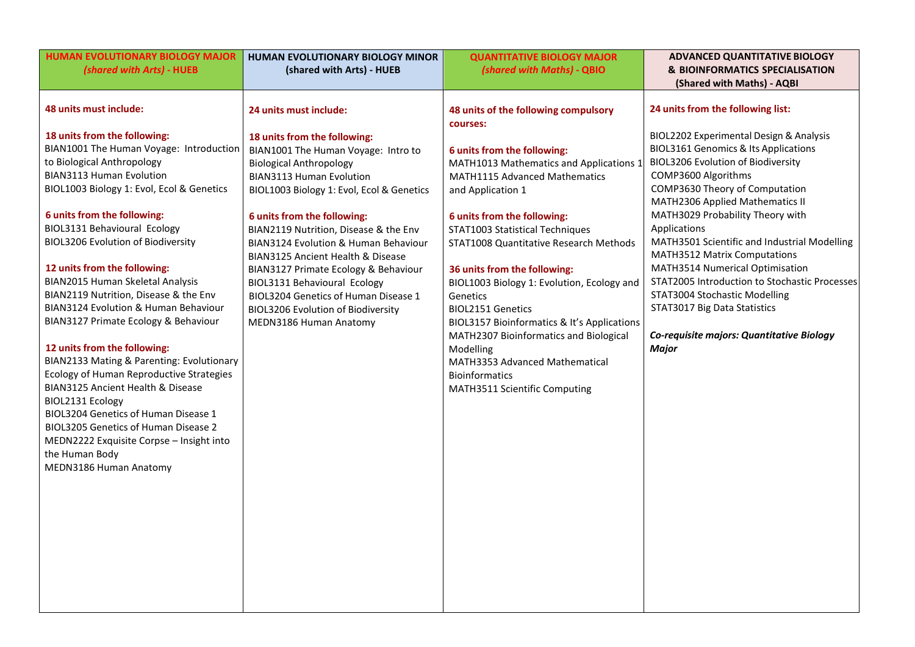| HUMAN EVOLUTIONARY BIOLOGY MAJOR *(shared with Arts)* - HUEB | HUMAN EVOLUTIONARY BIOLOGY MINOR (shared with Arts) - HUEB | QUANTITATIVE BIOLOGY MAJOR *(shared with Maths)* - QBIO | ADVANCED QUANTITATIVE BIOLOGY & BIOINFORMATICS SPECIALISATION (Shared with Maths) - AQBI |
|---|---|---|---|
| **48 units must include:**<br><br>**18 units from the following:**<br>BIAN1001 The Human Voyage: Introduction to Biological Anthropology<br>BIAN3113 Human Evolution<br>BIOL1003 Biology 1: Evol, Ecol & Genetics<br><br>**6 units from the following:**<br>BIOL3131 Behavioural Ecology<br>BIOL3206 Evolution of Biodiversity<br><br>**12 units from the following:**<br>BIAN2015 Human Skeletal Analysis<br>BIAN2119 Nutrition, Disease & the Env<br>BIAN3124 Evolution & Human Behaviour<br>BIAN3127 Primate Ecology & Behaviour<br><br>**12 units from the following:**<br>BIAN2133 Mating & Parenting: Evolutionary Ecology of Human Reproductive Strategies<br>BIAN3125 Ancient Health & Disease<br>BIOL2131 Ecology<br>BIOL3204 Genetics of Human Disease 1<br>BIOL3205 Genetics of Human Disease 2<br>MEDN2222 Exquisite Corpse – Insight into the Human Body<br>MEDN3186 Human Anatomy | **24 units must include:**<br><br>**18 units from the following:**<br>BIAN1001 The Human Voyage: Intro to Biological Anthropology<br>BIAN3113 Human Evolution<br>BIOL1003 Biology 1: Evol, Ecol & Genetics<br><br>**6 units from the following:**<br>BIAN2119 Nutrition, Disease & the Env<br>BIAN3124 Evolution & Human Behaviour<br>BIAN3125 Ancient Health & Disease<br>BIAN3127 Primate Ecology & Behaviour<br>BIOL3131 Behavioural Ecology<br>BIOL3204 Genetics of Human Disease 1<br>BIOL3206 Evolution of Biodiversity<br>MEDN3186 Human Anatomy | **48 units of the following compulsory courses:**<br><br>**6 units from the following:**<br>MATH1013 Mathematics and Applications 1<br>MATH1115 Advanced Mathematics and Application 1<br><br>**6 units from the following:**<br>STAT1003 Statistical Techniques<br>STAT1008 Quantitative Research Methods<br><br>**36 units from the following:**<br>BIOL1003 Biology 1: Evolution, Ecology and Genetics<br>BIOL2151 Genetics<br>BIOL3157 Bioinformatics & It's Applications<br>MATH2307 Bioinformatics and Biological Modelling<br>MATH3353 Advanced Mathematical Bioinformatics<br>MATH3511 Scientific Computing | **24 units from the following list:**<br><br>BIOL2202 Experimental Design & Analysis<br>BIOL3161 Genomics & Its Applications<br>BIOL3206 Evolution of Biodiversity<br>COMP3600 Algorithms<br>COMP3630 Theory of Computation<br>MATH2306 Applied Mathematics II<br>MATH3029 Probability Theory with Applications<br>MATH3501 Scientific and Industrial Modelling<br>MATH3512 Matrix Computations<br>MATH3514 Numerical Optimisation<br>STAT2005 Introduction to Stochastic Processes<br>STAT3004 Stochastic Modelling<br>STAT3017 Big Data Statistics<br><br>***Co-requisite majors: Quantitative Biology Major*** |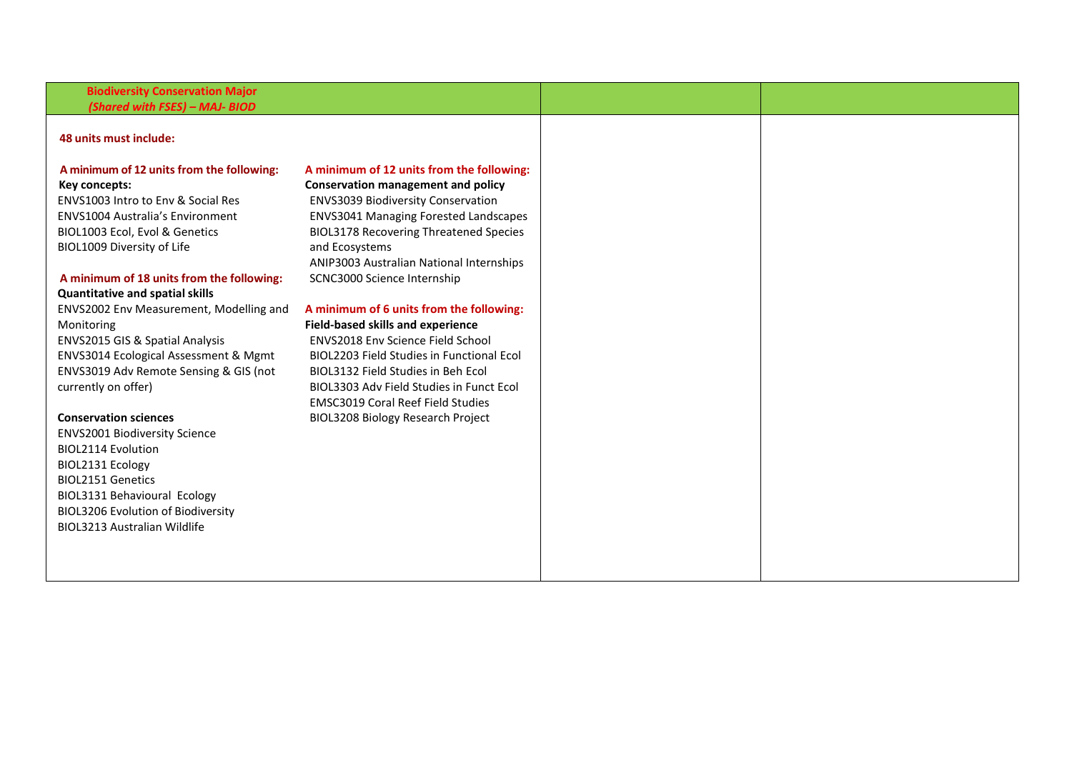| Biodiversity Conservation Major *(Shared with FSES) – MAJ- BIOD* | | |
|---|---|---|
| **48 units must include:**<br><br>**A minimum of 12 units from the following:**<br>**Key concepts:**<br>ENVS1003 Intro to Env & Social Res<br>ENVS1004 Australia's Environment<br>BIOL1003 Ecol, Evol & Genetics<br>BIOL1009 Diversity of Life<br><br>**A minimum of 18 units from the following:**<br>**Quantitative and spatial skills**<br>ENVS2002 Env Measurement, Modelling and Monitoring<br>ENVS2015 GIS & Spatial Analysis<br>ENVS3014 Ecological Assessment & Mgmt<br>ENVS3019 Adv Remote Sensing & GIS (not currently on offer)<br><br>**Conservation sciences**<br>ENVS2001 Biodiversity Science<br>BIOL2114 Evolution<br>BIOL2131 Ecology<br>BIOL2151 Genetics<br>BIOL3131 Behavioural Ecology<br>BIOL3206 Evolution of Biodiversity<br>BIOL3213 Australian Wildlife<br><br>**A minimum of 12 units from the following:**<br>**Conservation management and policy**<br>ENVS3039 Biodiversity Conservation<br>ENVS3041 Managing Forested Landscapes<br>BIOL3178 Recovering Threatened Species and Ecosystems<br>ANIP3003 Australian National Internships<br>SCNC3000 Science Internship<br><br>**A minimum of 6 units from the following:**<br>**Field-based skills and experience**<br>ENVS2018 Env Science Field School<br>BIOL2203 Field Studies in Functional Ecol<br>BIOL3132 Field Studies in Beh Ecol<br>BIOL3303 Adv Field Studies in Funct Ecol<br>EMSC3019 Coral Reef Field Studies<br>BIOL3208 Biology Research Project | | |